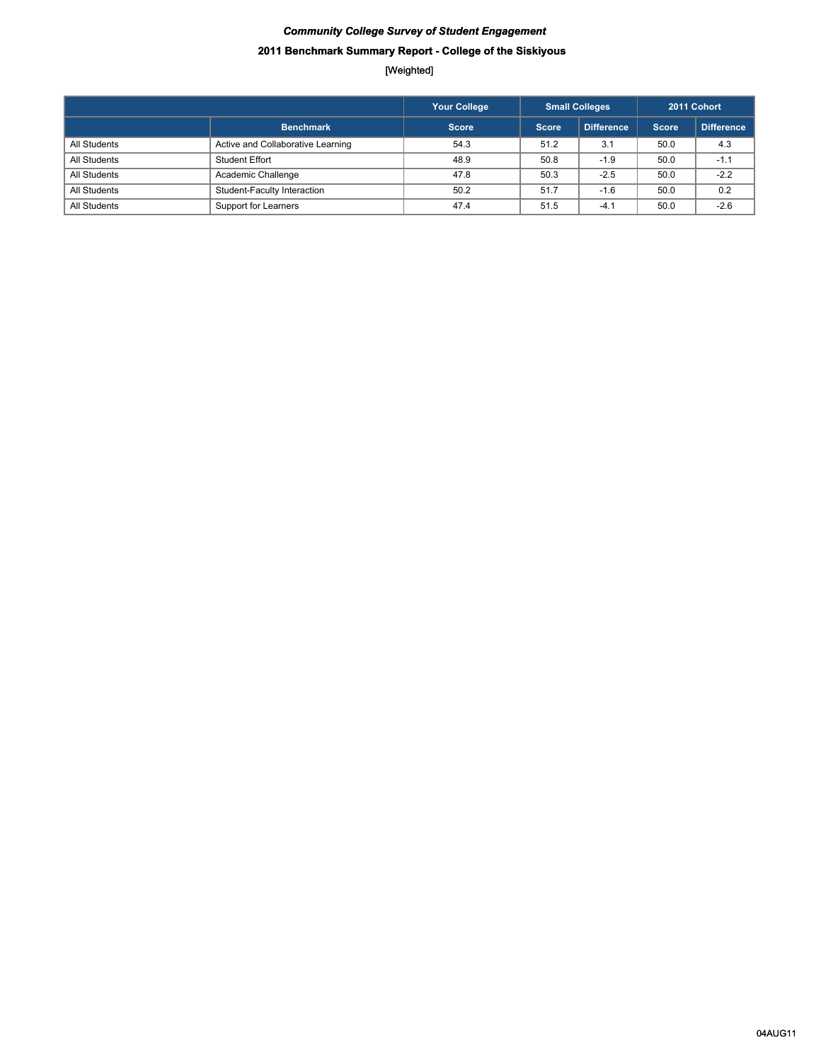*Community College Survey of Student Engagement*

**2011 Benchmark Summary Report - College of the Siskiyous**

[Weighted]

| | | Your College | Small Colleges | | 2011 Cohort | |
|---|---|---|---|---|---|---|
| | Benchmark | Score | Score | Difference | Score | Difference |
| All Students | Active and Collaborative Learning | 54.3 | 51.2 | 3.1 | 50.0 | 4.3 |
| All Students | Student Effort | 48.9 | 50.8 | -1.9 | 50.0 | -1.1 |
| All Students | Academic Challenge | 47.8 | 50.3 | -2.5 | 50.0 | -2.2 |
| All Students | Student-Faculty Interaction | 50.2 | 51.7 | -1.6 | 50.0 | 0.2 |
| All Students | Support for Learners | 47.4 | 51.5 | -4.1 | 50.0 | -2.6 |

04AUG11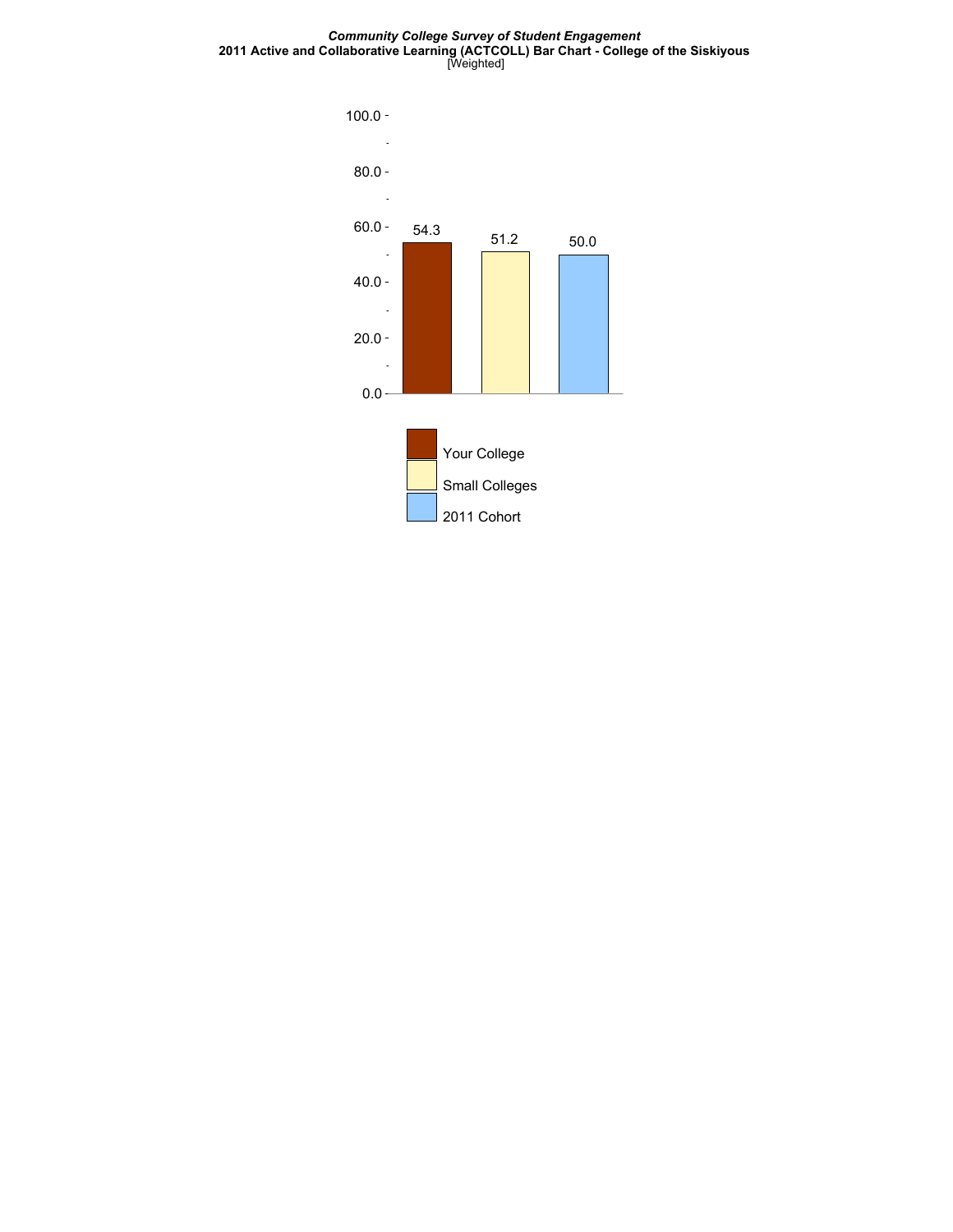*Community College Survey of Student Engagement*

**2011 Active and Collaborative Learning (ACTCOLL) Bar Chart - College of the Siskiyous**

[Weighted]

| | Your College | Small Colleges | 2011 Cohort |
|---|---|---|---|
| ACTCOLL | 54.3 | 51.2 | 50.0 |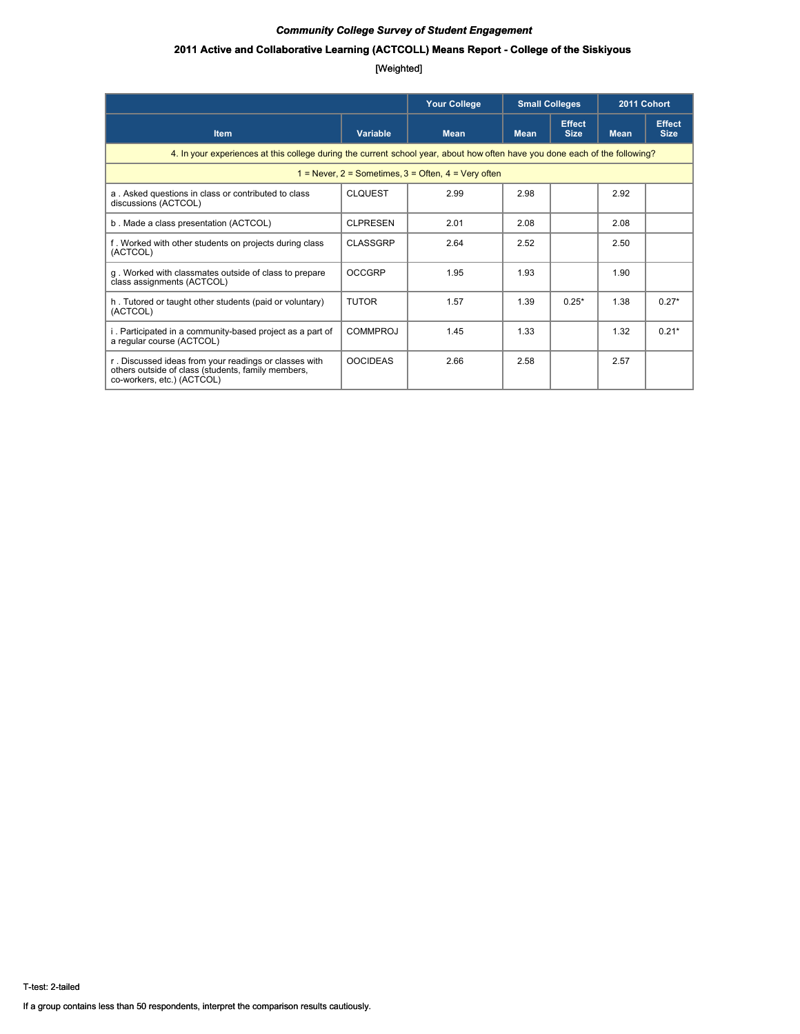***Community College Survey of Student Engagement***

**2011 Active and Collaborative Learning (ACTCOLL) Means Report - College of the Siskiyous**

[Weighted]

| | | Your College | Small Colleges | | 2011 Cohort | |
|---|---|---|---|---|---|---|
| **Item** | **Variable** | **Mean** | **Mean** | **Effect Size** | **Mean** | **Effect Size** |
| 4. In your experiences at this college during the current school year, about how often have you done each of the following? | | | | | | |
| 1 = Never, 2 = Sometimes, 3 = Often, 4 = Very often | | | | | | |
| a . Asked questions in class or contributed to class discussions (ACTCOL) | CLQUEST | 2.99 | 2.98 | | 2.92 | |
| b . Made a class presentation (ACTCOL) | CLPRESEN | 2.01 | 2.08 | | 2.08 | |
| f . Worked with other students on projects during class (ACTCOL) | CLASSGRP | 2.64 | 2.52 | | 2.50 | |
| g . Worked with classmates outside of class to prepare class assignments (ACTCOL) | OCCGRP | 1.95 | 1.93 | | 1.90 | |
| h . Tutored or taught other students (paid or voluntary) (ACTCOL) | TUTOR | 1.57 | 1.39 | 0.25* | 1.38 | 0.27* |
| i . Participated in a community-based project as a part of a regular course (ACTCOL) | COMMPROJ | 1.45 | 1.33 | | 1.32 | 0.21* |
| r . Discussed ideas from your readings or classes with others outside of class (students, family members, co-workers, etc.) (ACTCOL) | OOCIDEAS | 2.66 | 2.58 | | 2.57 | |

T-test: 2-tailed

If a group contains less than 50 respondents, interpret the comparison results cautiously.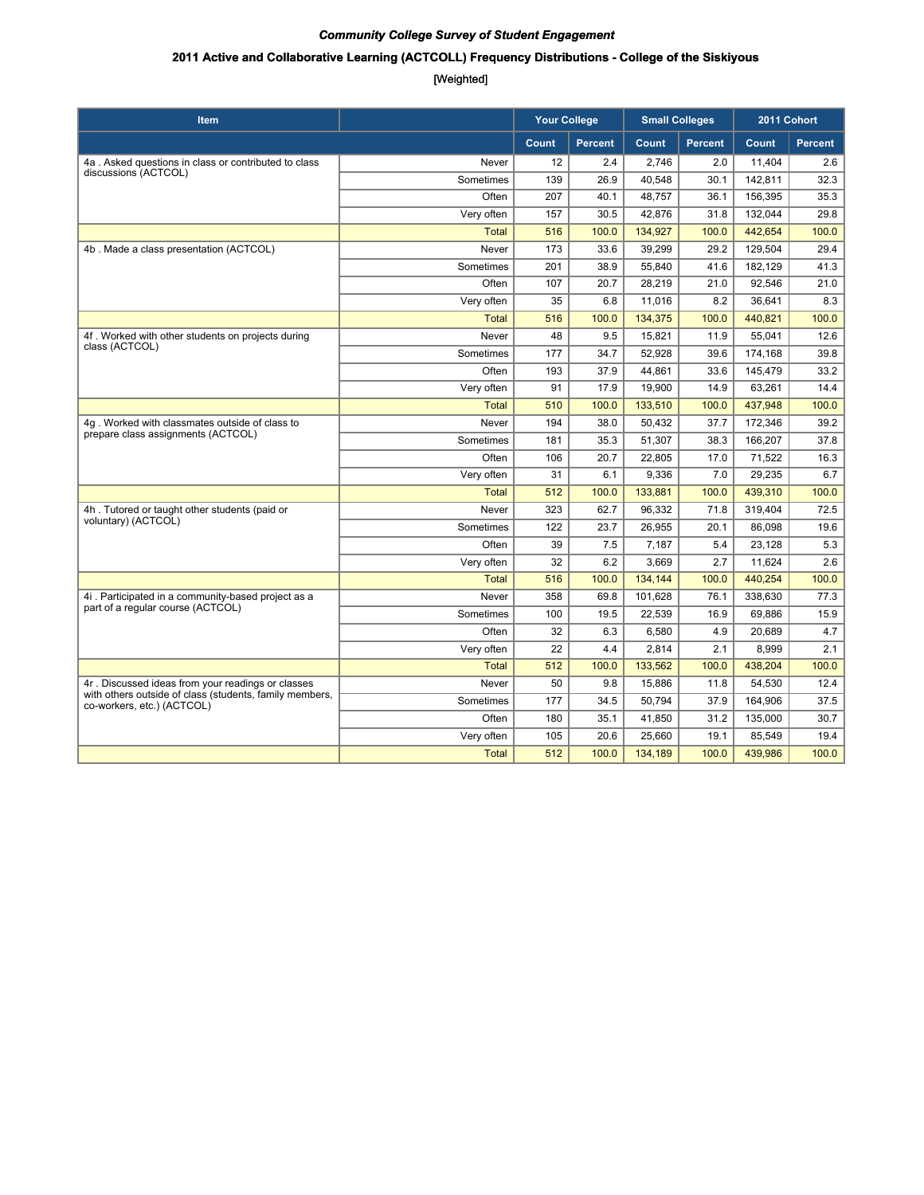***Community College Survey of Student Engagement***

**2011 Active and Collaborative Learning (ACTCOLL) Frequency Distributions - College of the Siskiyous**

[Weighted]

| Item | | Your College | | Small Colleges | | 2011 Cohort | |
|---|---|---|---|---|---|---|---|
| | | Count | Percent | Count | Percent | Count | Percent |
| 4a . Asked questions in class or contributed to class discussions (ACTCOL) | Never | 12 | 2.4 | 2,746 | 2.0 | 11,404 | 2.6 |
| | Sometimes | 139 | 26.9 | 40,548 | 30.1 | 142,811 | 32.3 |
| | Often | 207 | 40.1 | 48,757 | 36.1 | 156,395 | 35.3 |
| | Very often | 157 | 30.5 | 42,876 | 31.8 | 132,044 | 29.8 |
| | Total | 516 | 100.0 | 134,927 | 100.0 | 442,654 | 100.0 |
| 4b . Made a class presentation (ACTCOL) | Never | 173 | 33.6 | 39,299 | 29.2 | 129,504 | 29.4 |
| | Sometimes | 201 | 38.9 | 55,840 | 41.6 | 182,129 | 41.3 |
| | Often | 107 | 20.7 | 28,219 | 21.0 | 92,546 | 21.0 |
| | Very often | 35 | 6.8 | 11,016 | 8.2 | 36,641 | 8.3 |
| | Total | 516 | 100.0 | 134,375 | 100.0 | 440,821 | 100.0 |
| 4f . Worked with other students on projects during class (ACTCOL) | Never | 48 | 9.5 | 15,821 | 11.9 | 55,041 | 12.6 |
| | Sometimes | 177 | 34.7 | 52,928 | 39.6 | 174,168 | 39.8 |
| | Often | 193 | 37.9 | 44,861 | 33.6 | 145,479 | 33.2 |
| | Very often | 91 | 17.9 | 19,900 | 14.9 | 63,261 | 14.4 |
| | Total | 510 | 100.0 | 133,510 | 100.0 | 437,948 | 100.0 |
| 4g . Worked with classmates outside of class to prepare class assignments (ACTCOL) | Never | 194 | 38.0 | 50,432 | 37.7 | 172,346 | 39.2 |
| | Sometimes | 181 | 35.3 | 51,307 | 38.3 | 166,207 | 37.8 |
| | Often | 106 | 20.7 | 22,805 | 17.0 | 71,522 | 16.3 |
| | Very often | 31 | 6.1 | 9,336 | 7.0 | 29,235 | 6.7 |
| | Total | 512 | 100.0 | 133,881 | 100.0 | 439,310 | 100.0 |
| 4h . Tutored or taught other students (paid or voluntary) (ACTCOL) | Never | 323 | 62.7 | 96,332 | 71.8 | 319,404 | 72.5 |
| | Sometimes | 122 | 23.7 | 26,955 | 20.1 | 86,098 | 19.6 |
| | Often | 39 | 7.5 | 7,187 | 5.4 | 23,128 | 5.3 |
| | Very often | 32 | 6.2 | 3,669 | 2.7 | 11,624 | 2.6 |
| | Total | 516 | 100.0 | 134,144 | 100.0 | 440,254 | 100.0 |
| 4i . Participated in a community-based project as a part of a regular course (ACTCOL) | Never | 358 | 69.8 | 101,628 | 76.1 | 338,630 | 77.3 |
| | Sometimes | 100 | 19.5 | 22,539 | 16.9 | 69,886 | 15.9 |
| | Often | 32 | 6.3 | 6,580 | 4.9 | 20,689 | 4.7 |
| | Very often | 22 | 4.4 | 2,814 | 2.1 | 8,999 | 2.1 |
| | Total | 512 | 100.0 | 133,562 | 100.0 | 438,204 | 100.0 |
| 4r . Discussed ideas from your readings or classes with others outside of class (students, family members, co-workers, etc.) (ACTCOL) | Never | 50 | 9.8 | 15,886 | 11.8 | 54,530 | 12.4 |
| | Sometimes | 177 | 34.5 | 50,794 | 37.9 | 164,906 | 37.5 |
| | Often | 180 | 35.1 | 41,850 | 31.2 | 135,000 | 30.7 |
| | Very often | 105 | 20.6 | 25,660 | 19.1 | 85,549 | 19.4 |
| | Total | 512 | 100.0 | 134,189 | 100.0 | 439,986 | 100.0 |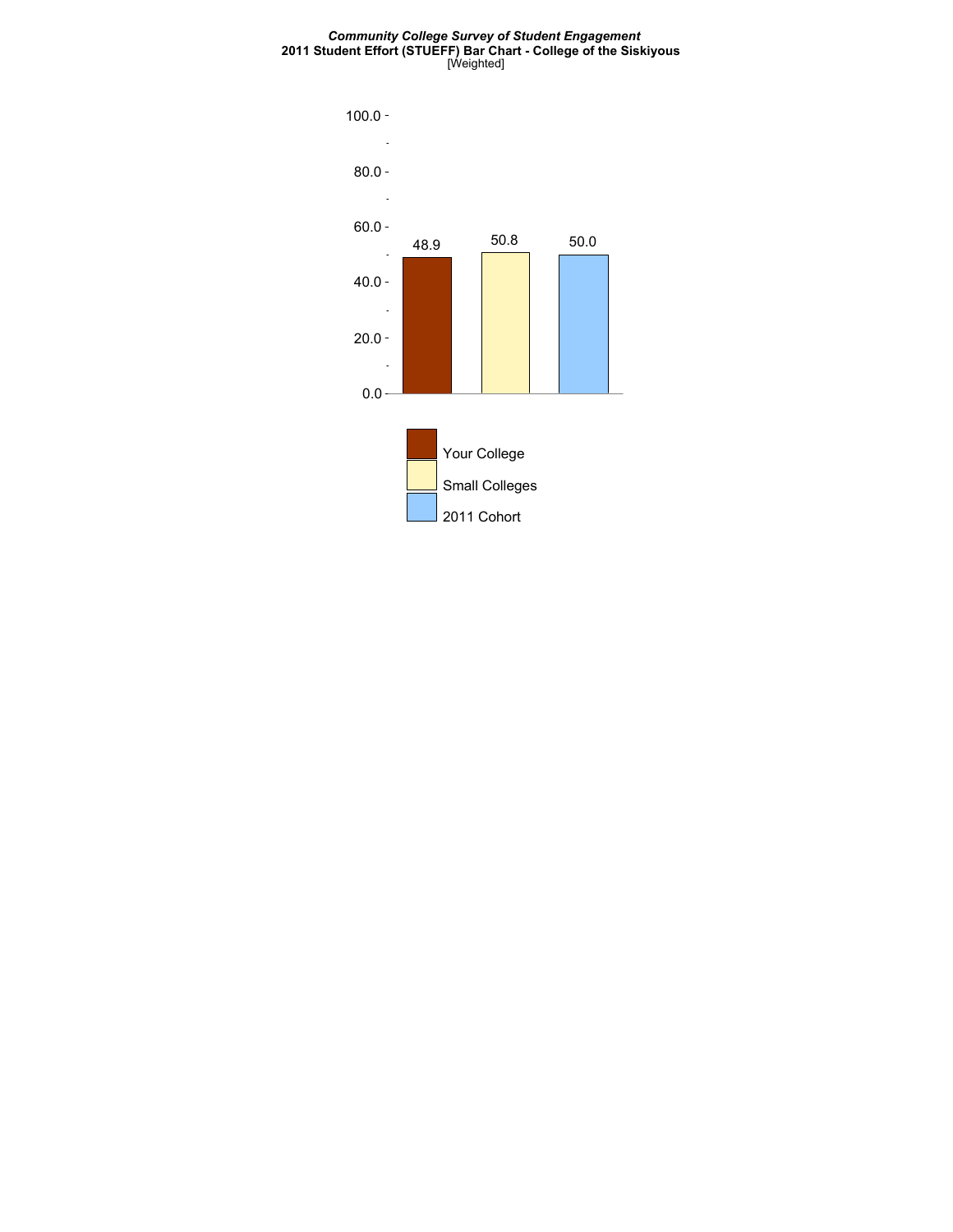*Community College Survey of Student Engagement*
**2011 Student Effort (STUEFF) Bar Chart - College of the Siskiyous**
[Weighted]

| | Value |
|---|---|
| Your College | 48.9 |
| Small Colleges | 50.8 |
| 2011 Cohort | 50.0 |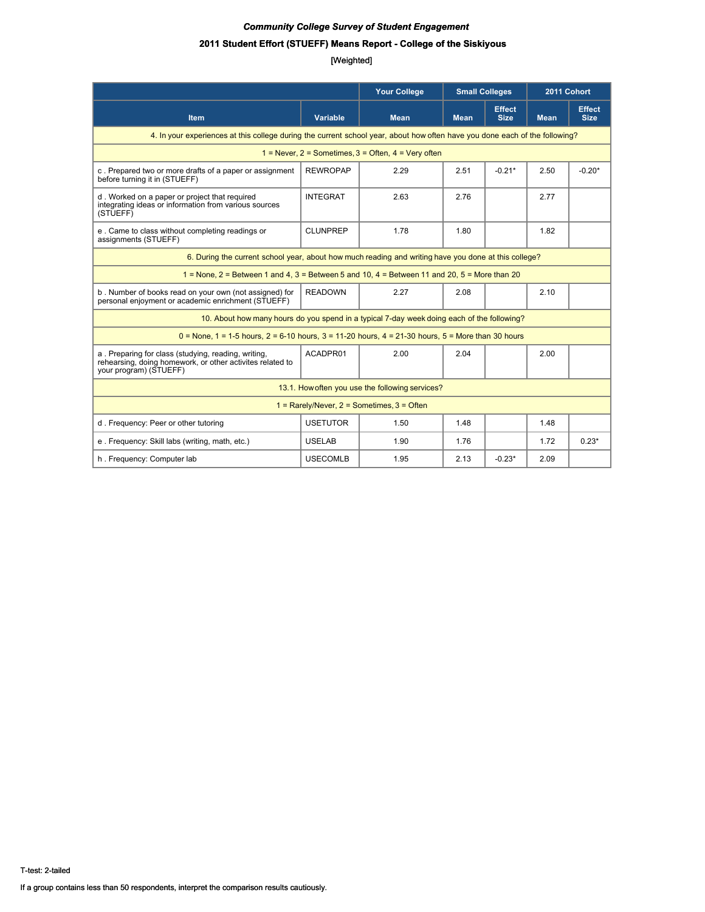***Community College Survey of Student Engagement***

**2011 Student Effort (STUEFF) Means Report - College of the Siskiyous**

[Weighted]

| | | Your College | Small Colleges | | 2011 Cohort | |
|---|---|---|---|---|---|---|
| **Item** | **Variable** | **Mean** | **Mean** | **Effect Size** | **Mean** | **Effect Size** |
| 4. In your experiences at this college during the current school year, about how often have you done each of the following? | | | | | | |
| 1 = Never, 2 = Sometimes, 3 = Often, 4 = Very often | | | | | | |
| c . Prepared two or more drafts of a paper or assignment before turning it in (STUEFF) | REWROPAP | 2.29 | 2.51 | -0.21* | 2.50 | -0.20* |
| d . Worked on a paper or project that required integrating ideas or information from various sources (STUEFF) | INTEGRAT | 2.63 | 2.76 | | 2.77 | |
| e . Came to class without completing readings or assignments (STUEFF) | CLUNPREP | 1.78 | 1.80 | | 1.82 | |
| 6. During the current school year, about how much reading and writing have you done at this college? | | | | | | |
| 1 = None, 2 = Between 1 and 4, 3 = Between 5 and 10, 4 = Between 11 and 20, 5 = More than 20 | | | | | | |
| b . Number of books read on your own (not assigned) for personal enjoyment or academic enrichment (STUEFF) | READOWN | 2.27 | 2.08 | | 2.10 | |
| 10. About how many hours do you spend in a typical 7-day week doing each of the following? | | | | | | |
| 0 = None, 1 = 1-5 hours, 2 = 6-10 hours, 3 = 11-20 hours, 4 = 21-30 hours, 5 = More than 30 hours | | | | | | |
| a . Preparing for class (studying, reading, writing, rehearsing, doing homework, or other activites related to your program) (STUEFF) | ACADPR01 | 2.00 | 2.04 | | 2.00 | |
| 13.1. How often you use the following services? | | | | | | |
| 1 = Rarely/Never, 2 = Sometimes, 3 = Often | | | | | | |
| d . Frequency: Peer or other tutoring | USETUTOR | 1.50 | 1.48 | | 1.48 | |
| e . Frequency: Skill labs (writing, math, etc.) | USELAB | 1.90 | 1.76 | | 1.72 | 0.23* |
| h . Frequency: Computer lab | USECOMLB | 1.95 | 2.13 | -0.23* | 2.09 | |

T-test: 2-tailed

If a group contains less than 50 respondents, interpret the comparison results cautiously.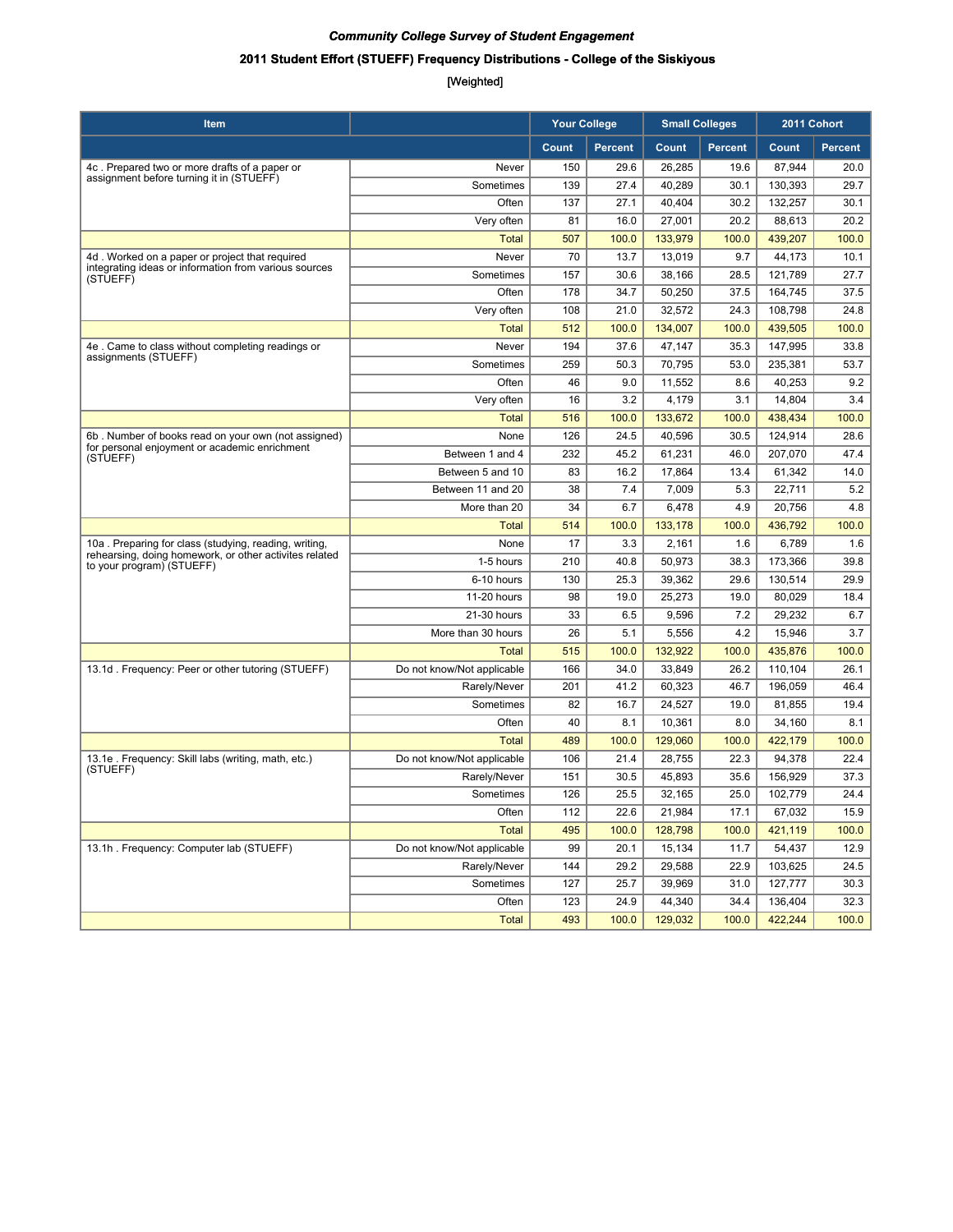***Community College Survey of Student Engagement***

**2011 Student Effort (STUEFF) Frequency Distributions - College of the Siskiyous**

[Weighted]

| Item | | Your College | | Small Colleges | | 2011 Cohort | |
|---|---|---|---|---|---|---|---|
| | | Count | Percent | Count | Percent | Count | Percent |
| 4c . Prepared two or more drafts of a paper or assignment before turning it in (STUEFF) | Never | 150 | 29.6 | 26,285 | 19.6 | 87,944 | 20.0 |
| | Sometimes | 139 | 27.4 | 40,289 | 30.1 | 130,393 | 29.7 |
| | Often | 137 | 27.1 | 40,404 | 30.2 | 132,257 | 30.1 |
| | Very often | 81 | 16.0 | 27,001 | 20.2 | 88,613 | 20.2 |
| | Total | 507 | 100.0 | 133,979 | 100.0 | 439,207 | 100.0 |
| 4d . Worked on a paper or project that required integrating ideas or information from various sources (STUEFF) | Never | 70 | 13.7 | 13,019 | 9.7 | 44,173 | 10.1 |
| | Sometimes | 157 | 30.6 | 38,166 | 28.5 | 121,789 | 27.7 |
| | Often | 178 | 34.7 | 50,250 | 37.5 | 164,745 | 37.5 |
| | Very often | 108 | 21.0 | 32,572 | 24.3 | 108,798 | 24.8 |
| | Total | 512 | 100.0 | 134,007 | 100.0 | 439,505 | 100.0 |
| 4e . Came to class without completing readings or assignments (STUEFF) | Never | 194 | 37.6 | 47,147 | 35.3 | 147,995 | 33.8 |
| | Sometimes | 259 | 50.3 | 70,795 | 53.0 | 235,381 | 53.7 |
| | Often | 46 | 9.0 | 11,552 | 8.6 | 40,253 | 9.2 |
| | Very often | 16 | 3.2 | 4,179 | 3.1 | 14,804 | 3.4 |
| | Total | 516 | 100.0 | 133,672 | 100.0 | 438,434 | 100.0 |
| 6b . Number of books read on your own (not assigned) for personal enjoyment or academic enrichment (STUEFF) | None | 126 | 24.5 | 40,596 | 30.5 | 124,914 | 28.6 |
| | Between 1 and 4 | 232 | 45.2 | 61,231 | 46.0 | 207,070 | 47.4 |
| | Between 5 and 10 | 83 | 16.2 | 17,864 | 13.4 | 61,342 | 14.0 |
| | Between 11 and 20 | 38 | 7.4 | 7,009 | 5.3 | 22,711 | 5.2 |
| | More than 20 | 34 | 6.7 | 6,478 | 4.9 | 20,756 | 4.8 |
| | Total | 514 | 100.0 | 133,178 | 100.0 | 436,792 | 100.0 |
| 10a . Preparing for class (studying, reading, writing, rehearsing, doing homework, or other activites related to your program) (STUEFF) | None | 17 | 3.3 | 2,161 | 1.6 | 6,789 | 1.6 |
| | 1-5 hours | 210 | 40.8 | 50,973 | 38.3 | 173,366 | 39.8 |
| | 6-10 hours | 130 | 25.3 | 39,362 | 29.6 | 130,514 | 29.9 |
| | 11-20 hours | 98 | 19.0 | 25,273 | 19.0 | 80,029 | 18.4 |
| | 21-30 hours | 33 | 6.5 | 9,596 | 7.2 | 29,232 | 6.7 |
| | More than 30 hours | 26 | 5.1 | 5,556 | 4.2 | 15,946 | 3.7 |
| | Total | 515 | 100.0 | 132,922 | 100.0 | 435,876 | 100.0 |
| 13.1d . Frequency: Peer or other tutoring (STUEFF) | Do not know/Not applicable | 166 | 34.0 | 33,849 | 26.2 | 110,104 | 26.1 |
| | Rarely/Never | 201 | 41.2 | 60,323 | 46.7 | 196,059 | 46.4 |
| | Sometimes | 82 | 16.7 | 24,527 | 19.0 | 81,855 | 19.4 |
| | Often | 40 | 8.1 | 10,361 | 8.0 | 34,160 | 8.1 |
| | Total | 489 | 100.0 | 129,060 | 100.0 | 422,179 | 100.0 |
| 13.1e . Frequency: Skill labs (writing, math, etc.) (STUEFF) | Do not know/Not applicable | 106 | 21.4 | 28,755 | 22.3 | 94,378 | 22.4 |
| | Rarely/Never | 151 | 30.5 | 45,893 | 35.6 | 156,929 | 37.3 |
| | Sometimes | 126 | 25.5 | 32,165 | 25.0 | 102,779 | 24.4 |
| | Often | 112 | 22.6 | 21,984 | 17.1 | 67,032 | 15.9 |
| | Total | 495 | 100.0 | 128,798 | 100.0 | 421,119 | 100.0 |
| 13.1h . Frequency: Computer lab (STUEFF) | Do not know/Not applicable | 99 | 20.1 | 15,134 | 11.7 | 54,437 | 12.9 |
| | Rarely/Never | 144 | 29.2 | 29,588 | 22.9 | 103,625 | 24.5 |
| | Sometimes | 127 | 25.7 | 39,969 | 31.0 | 127,777 | 30.3 |
| | Often | 123 | 24.9 | 44,340 | 34.4 | 136,404 | 32.3 |
| | Total | 493 | 100.0 | 129,032 | 100.0 | 422,244 | 100.0 |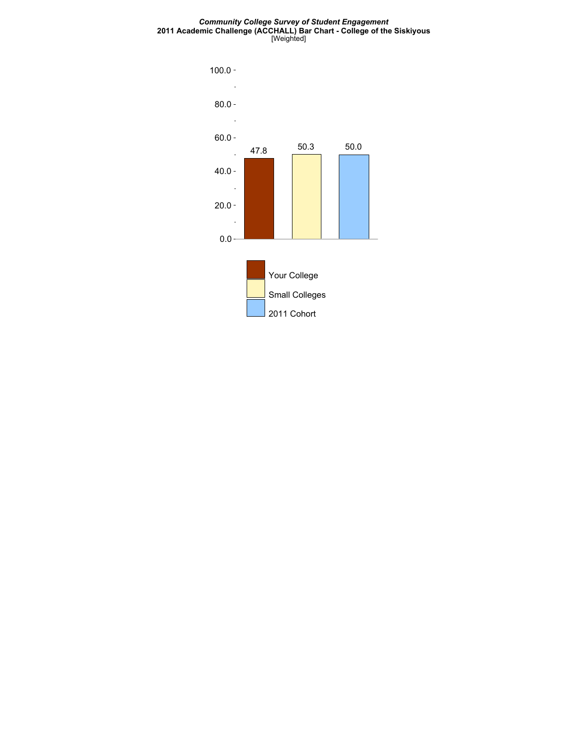*Community College Survey of Student Engagement*

**2011 Academic Challenge (ACCHALL) Bar Chart - College of the Siskiyous**

[Weighted]

| | Your College | Small Colleges | 2011 Cohort |
|---|---|---|---|
| ACCHALL | 47.8 | 50.3 | 50.0 |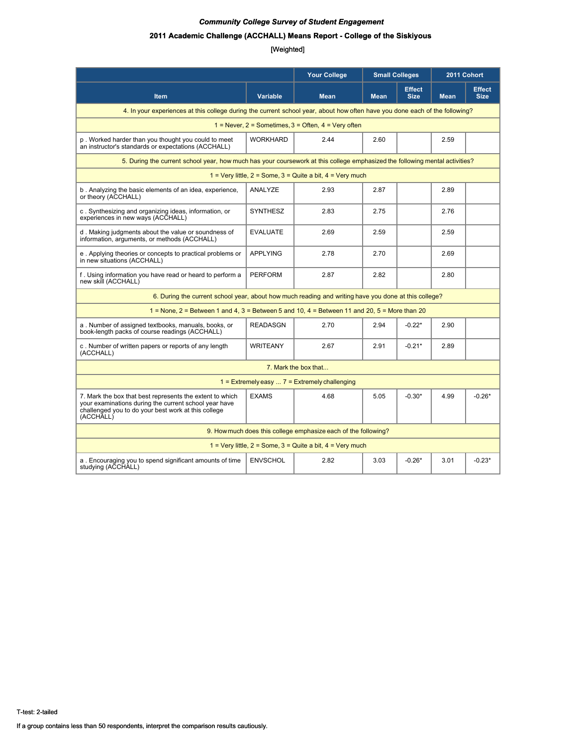***Community College Survey of Student Engagement***

**2011 Academic Challenge (ACCHALL) Means Report - College of the Siskiyous**

[Weighted]

| Item | Variable | Your College | Small Colleges | | 2011 Cohort | |
|---|---|---|---|---|---|---|
| | | Mean | Mean | Effect Size | Mean | Effect Size |
| 4. In your experiences at this college during the current school year, about how often have you done each of the following? | | | | | | |
| 1 = Never, 2 = Sometimes, 3 = Often, 4 = Very often | | | | | | |
| p . Worked harder than you thought you could to meet an instructor's standards or expectations (ACCHALL) | WORKHARD | 2.44 | 2.60 | | 2.59 | |
| 5. During the current school year, how much has your coursework at this college emphasized the following mental activities? | | | | | | |
| 1 = Very little, 2 = Some, 3 = Quite a bit, 4 = Very much | | | | | | |
| b . Analyzing the basic elements of an idea, experience, or theory (ACCHALL) | ANALYZE | 2.93 | 2.87 | | 2.89 | |
| c . Synthesizing and organizing ideas, information, or experiences in new ways (ACCHALL) | SYNTHESZ | 2.83 | 2.75 | | 2.76 | |
| d . Making judgments about the value or soundness of information, arguments, or methods (ACCHALL) | EVALUATE | 2.69 | 2.59 | | 2.59 | |
| e . Applying theories or concepts to practical problems or in new situations (ACCHALL) | APPLYING | 2.78 | 2.70 | | 2.69 | |
| f . Using information you have read or heard to perform a new skill (ACCHALL) | PERFORM | 2.87 | 2.82 | | 2.80 | |
| 6. During the current school year, about how much reading and writing have you done at this college? | | | | | | |
| 1 = None, 2 = Between 1 and 4, 3 = Between 5 and 10, 4 = Between 11 and 20, 5 = More than 20 | | | | | | |
| a . Number of assigned textbooks, manuals, books, or book-length packs of course readings (ACCHALL) | READASGN | 2.70 | 2.94 | -0.22* | 2.90 | |
| c . Number of written papers or reports of any length (ACCHALL) | WRITEANY | 2.67 | 2.91 | -0.21* | 2.89 | |
| 7. Mark the box that... | | | | | | |
| 1 = Extremely easy ... 7 = Extremely challenging | | | | | | |
| 7. Mark the box that best represents the extent to which your examinations during the current school year have challenged you to do your best work at this college (ACCHALL) | EXAMS | 4.68 | 5.05 | -0.30* | 4.99 | -0.26* |
| 9. How much does this college emphasize each of the following? | | | | | | |
| 1 = Very little, 2 = Some, 3 = Quite a bit, 4 = Very much | | | | | | |
| a . Encouraging you to spend significant amounts of time studying (ACCHALL) | ENVSCHOL | 2.82 | 3.03 | -0.26* | 3.01 | -0.23* |

T-test: 2-tailed

If a group contains less than 50 respondents, interpret the comparison results cautiously.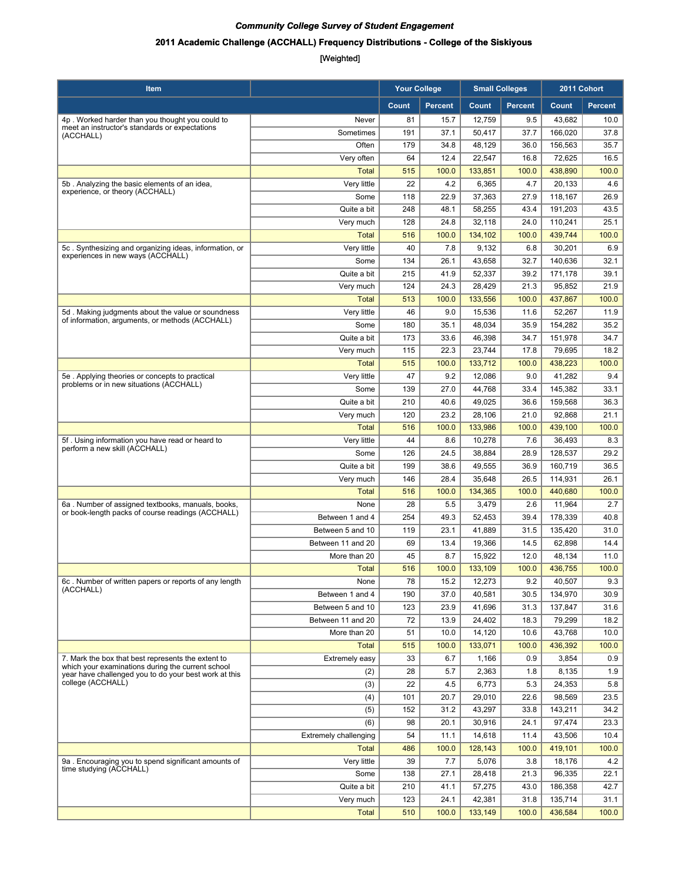***Community College Survey of Student Engagement***

**2011 Academic Challenge (ACCHALL) Frequency Distributions - College of the Siskiyous**

[Weighted]

| Item | | Your College | | Small Colleges | | 2011 Cohort | |
|---|---|---|---|---|---|---|---|
| | | Count | Percent | Count | Percent | Count | Percent |
| 4p . Worked harder than you thought you could to meet an instructor's standards or expectations (ACCHALL) | Never | 81 | 15.7 | 12,759 | 9.5 | 43,682 | 10.0 |
| | Sometimes | 191 | 37.1 | 50,417 | 37.7 | 166,020 | 37.8 |
| | Often | 179 | 34.8 | 48,129 | 36.0 | 156,563 | 35.7 |
| | Very often | 64 | 12.4 | 22,547 | 16.8 | 72,625 | 16.5 |
| | Total | 515 | 100.0 | 133,851 | 100.0 | 438,890 | 100.0 |
| 5b . Analyzing the basic elements of an idea, experience, or theory (ACCHALL) | Very little | 22 | 4.2 | 6,365 | 4.7 | 20,133 | 4.6 |
| | Some | 118 | 22.9 | 37,363 | 27.9 | 118,167 | 26.9 |
| | Quite a bit | 248 | 48.1 | 58,255 | 43.4 | 191,203 | 43.5 |
| | Very much | 128 | 24.8 | 32,118 | 24.0 | 110,241 | 25.1 |
| | Total | 516 | 100.0 | 134,102 | 100.0 | 439,744 | 100.0 |
| 5c . Synthesizing and organizing ideas, information, or experiences in new ways (ACCHALL) | Very little | 40 | 7.8 | 9,132 | 6.8 | 30,201 | 6.9 |
| | Some | 134 | 26.1 | 43,658 | 32.7 | 140,636 | 32.1 |
| | Quite a bit | 215 | 41.9 | 52,337 | 39.2 | 171,178 | 39.1 |
| | Very much | 124 | 24.3 | 28,429 | 21.3 | 95,852 | 21.9 |
| | Total | 513 | 100.0 | 133,556 | 100.0 | 437,867 | 100.0 |
| 5d . Making judgments about the value or soundness of information, arguments, or methods (ACCHALL) | Very little | 46 | 9.0 | 15,536 | 11.6 | 52,267 | 11.9 |
| | Some | 180 | 35.1 | 48,034 | 35.9 | 154,282 | 35.2 |
| | Quite a bit | 173 | 33.6 | 46,398 | 34.7 | 151,978 | 34.7 |
| | Very much | 115 | 22.3 | 23,744 | 17.8 | 79,695 | 18.2 |
| | Total | 515 | 100.0 | 133,712 | 100.0 | 438,223 | 100.0 |
| 5e . Applying theories or concepts to practical problems or in new situations (ACCHALL) | Very little | 47 | 9.2 | 12,086 | 9.0 | 41,282 | 9.4 |
| | Some | 139 | 27.0 | 44,768 | 33.4 | 145,382 | 33.1 |
| | Quite a bit | 210 | 40.6 | 49,025 | 36.6 | 159,568 | 36.3 |
| | Very much | 120 | 23.2 | 28,106 | 21.0 | 92,868 | 21.1 |
| | Total | 516 | 100.0 | 133,986 | 100.0 | 439,100 | 100.0 |
| 5f . Using information you have read or heard to perform a new skill (ACCHALL) | Very little | 44 | 8.6 | 10,278 | 7.6 | 36,493 | 8.3 |
| | Some | 126 | 24.5 | 38,884 | 28.9 | 128,537 | 29.2 |
| | Quite a bit | 199 | 38.6 | 49,555 | 36.9 | 160,719 | 36.5 |
| | Very much | 146 | 28.4 | 35,648 | 26.5 | 114,931 | 26.1 |
| | Total | 516 | 100.0 | 134,365 | 100.0 | 440,680 | 100.0 |
| 6a . Number of assigned textbooks, manuals, books, or book-length packs of course readings (ACCHALL) | None | 28 | 5.5 | 3,479 | 2.6 | 11,964 | 2.7 |
| | Between 1 and 4 | 254 | 49.3 | 52,453 | 39.4 | 178,339 | 40.8 |
| | Between 5 and 10 | 119 | 23.1 | 41,889 | 31.5 | 135,420 | 31.0 |
| | Between 11 and 20 | 69 | 13.4 | 19,366 | 14.5 | 62,898 | 14.4 |
| | More than 20 | 45 | 8.7 | 15,922 | 12.0 | 48,134 | 11.0 |
| | Total | 516 | 100.0 | 133,109 | 100.0 | 436,755 | 100.0 |
| 6c . Number of written papers or reports of any length (ACCHALL) | None | 78 | 15.2 | 12,273 | 9.2 | 40,507 | 9.3 |
| | Between 1 and 4 | 190 | 37.0 | 40,581 | 30.5 | 134,970 | 30.9 |
| | Between 5 and 10 | 123 | 23.9 | 41,696 | 31.3 | 137,847 | 31.6 |
| | Between 11 and 20 | 72 | 13.9 | 24,402 | 18.3 | 79,299 | 18.2 |
| | More than 20 | 51 | 10.0 | 14,120 | 10.6 | 43,768 | 10.0 |
| | Total | 515 | 100.0 | 133,071 | 100.0 | 436,392 | 100.0 |
| 7. Mark the box that best represents the extent to which your examinations during the current school year have challenged you to do your best work at this college (ACCHALL) | Extremely easy | 33 | 6.7 | 1,166 | 0.9 | 3,854 | 0.9 |
| | (2) | 28 | 5.7 | 2,363 | 1.8 | 8,135 | 1.9 |
| | (3) | 22 | 4.5 | 6,773 | 5.3 | 24,353 | 5.8 |
| | (4) | 101 | 20.7 | 29,010 | 22.6 | 98,569 | 23.5 |
| | (5) | 152 | 31.2 | 43,297 | 33.8 | 143,211 | 34.2 |
| | (6) | 98 | 20.1 | 30,916 | 24.1 | 97,474 | 23.3 |
| | Extremely challenging | 54 | 11.1 | 14,618 | 11.4 | 43,506 | 10.4 |
| | Total | 486 | 100.0 | 128,143 | 100.0 | 419,101 | 100.0 |
| 9a . Encouraging you to spend significant amounts of time studying (ACCHALL) | Very little | 39 | 7.7 | 5,076 | 3.8 | 18,176 | 4.2 |
| | Some | 138 | 27.1 | 28,418 | 21.3 | 96,335 | 22.1 |
| | Quite a bit | 210 | 41.1 | 57,275 | 43.0 | 186,358 | 42.7 |
| | Very much | 123 | 24.1 | 42,381 | 31.8 | 135,714 | 31.1 |
| | Total | 510 | 100.0 | 133,149 | 100.0 | 436,584 | 100.0 |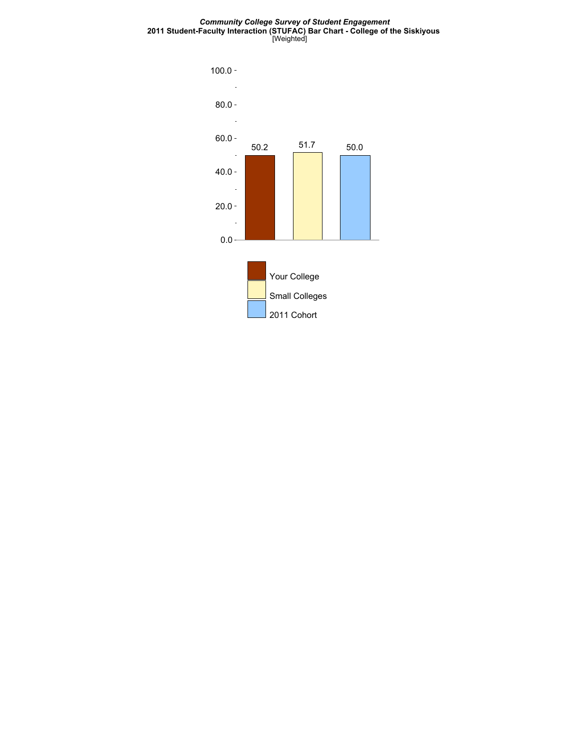*Community College Survey of Student Engagement*

**2011 Student-Faculty Interaction (STUFAC) Bar Chart - College of the Siskiyous**

[Weighted]

| | Your College | Small Colleges | 2011 Cohort |
|---|---|---|---|
| STUFAC | 50.2 | 51.7 | 50.0 |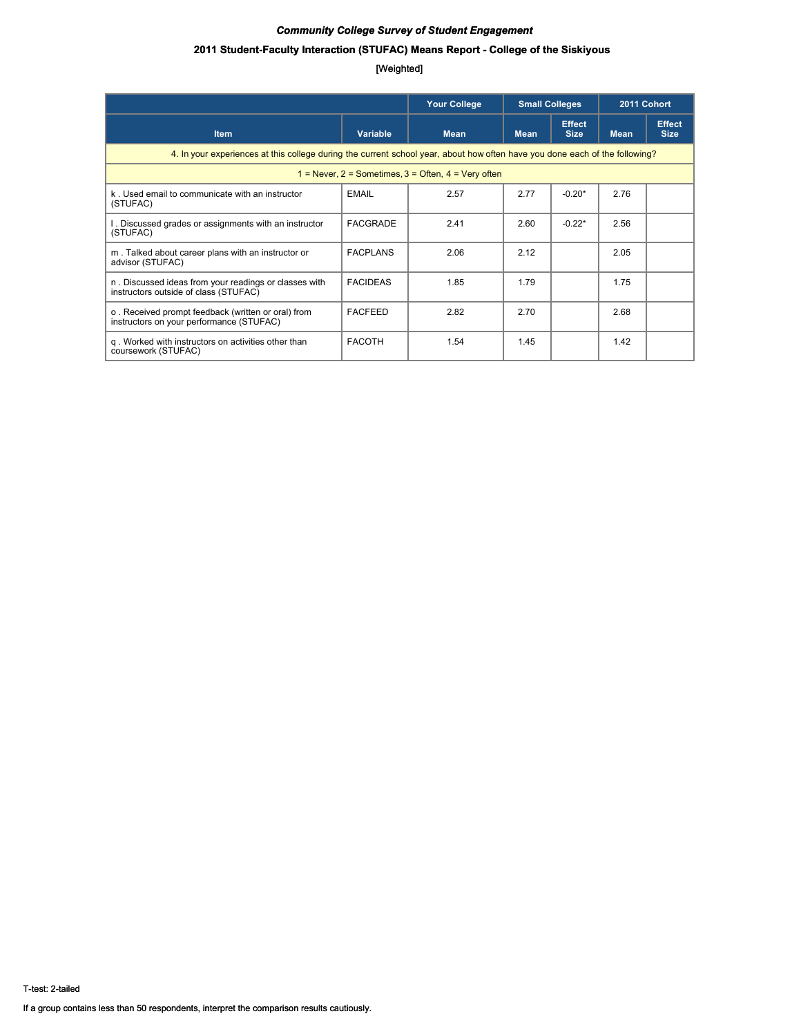*Community College Survey of Student Engagement*

**2011 Student-Faculty Interaction (STUFAC) Means Report - College of the Siskiyous**

[Weighted]

| | | Your College | Small Colleges | | 2011 Cohort | |
|---|---|---|---|---|---|---|
| **Item** | **Variable** | **Mean** | **Mean** | **Effect Size** | **Mean** | **Effect Size** |
| 4. In your experiences at this college during the current school year, about how often have you done each of the following? | | | | | | |
| 1 = Never, 2 = Sometimes, 3 = Often, 4 = Very often | | | | | | |
| k . Used email to communicate with an instructor (STUFAC) | EMAIL | 2.57 | 2.77 | -0.20* | 2.76 | |
| l . Discussed grades or assignments with an instructor (STUFAC) | FACGRADE | 2.41 | 2.60 | -0.22* | 2.56 | |
| m . Talked about career plans with an instructor or advisor (STUFAC) | FACPLANS | 2.06 | 2.12 | | 2.05 | |
| n . Discussed ideas from your readings or classes with instructors outside of class (STUFAC) | FACIDEAS | 1.85 | 1.79 | | 1.75 | |
| o . Received prompt feedback (written or oral) from instructors on your performance (STUFAC) | FACFEED | 2.82 | 2.70 | | 2.68 | |
| q . Worked with instructors on activities other than coursework (STUFAC) | FACOTH | 1.54 | 1.45 | | 1.42 | |

T-test: 2-tailed

If a group contains less than 50 respondents, interpret the comparison results cautiously.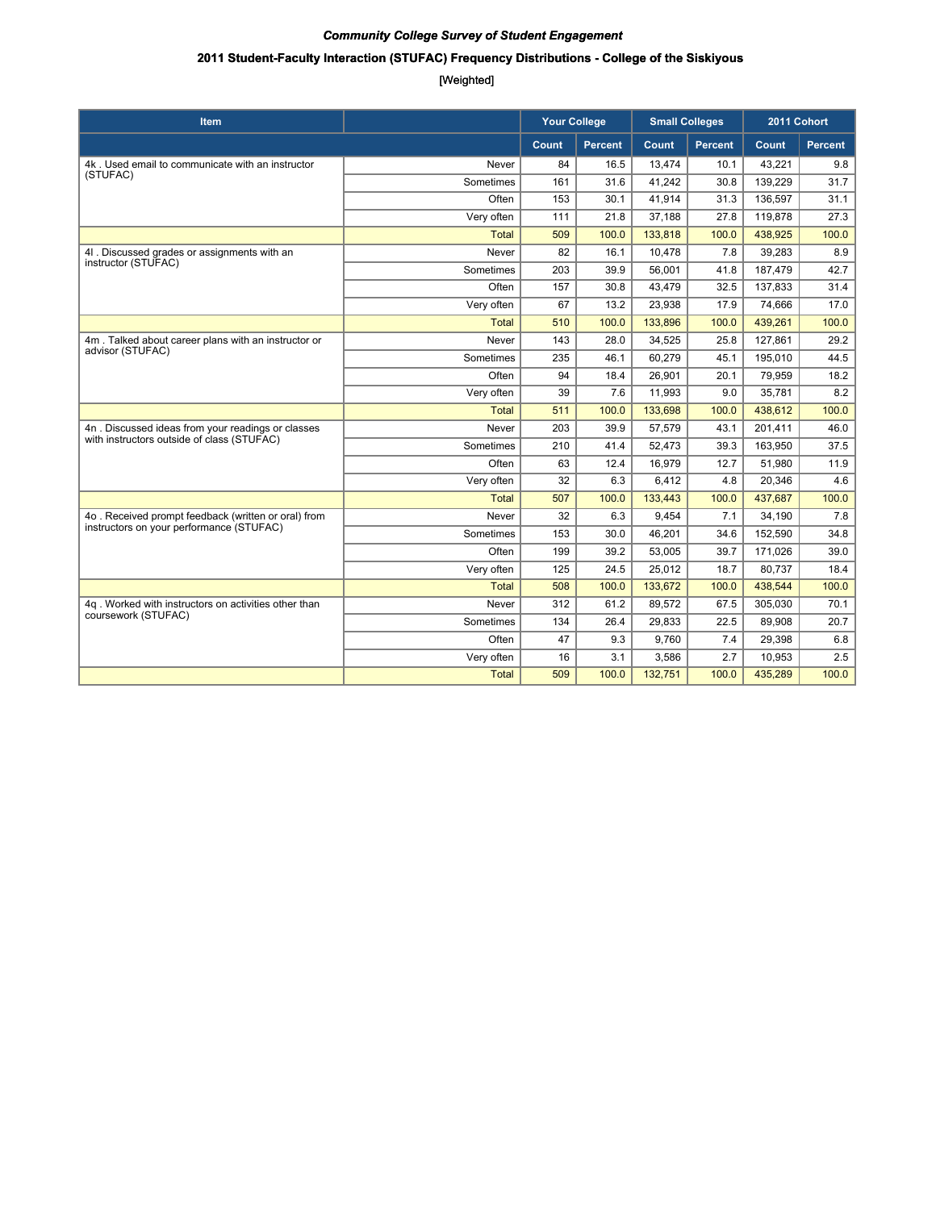*Community College Survey of Student Engagement*

**2011 Student-Faculty Interaction (STUFAC) Frequency Distributions - College of the Siskiyous**

[Weighted]

| Item | | Your College | | Small Colleges | | 2011 Cohort | |
|---|---|---|---|---|---|---|---|
| | | Count | Percent | Count | Percent | Count | Percent |
| 4k . Used email to communicate with an instructor (STUFAC) | Never | 84 | 16.5 | 13,474 | 10.1 | 43,221 | 9.8 |
| | Sometimes | 161 | 31.6 | 41,242 | 30.8 | 139,229 | 31.7 |
| | Often | 153 | 30.1 | 41,914 | 31.3 | 136,597 | 31.1 |
| | Very often | 111 | 21.8 | 37,188 | 27.8 | 119,878 | 27.3 |
| | Total | 509 | 100.0 | 133,818 | 100.0 | 438,925 | 100.0 |
| 4l . Discussed grades or assignments with an instructor (STUFAC) | Never | 82 | 16.1 | 10,478 | 7.8 | 39,283 | 8.9 |
| | Sometimes | 203 | 39.9 | 56,001 | 41.8 | 187,479 | 42.7 |
| | Often | 157 | 30.8 | 43,479 | 32.5 | 137,833 | 31.4 |
| | Very often | 67 | 13.2 | 23,938 | 17.9 | 74,666 | 17.0 |
| | Total | 510 | 100.0 | 133,896 | 100.0 | 439,261 | 100.0 |
| 4m . Talked about career plans with an instructor or advisor (STUFAC) | Never | 143 | 28.0 | 34,525 | 25.8 | 127,861 | 29.2 |
| | Sometimes | 235 | 46.1 | 60,279 | 45.1 | 195,010 | 44.5 |
| | Often | 94 | 18.4 | 26,901 | 20.1 | 79,959 | 18.2 |
| | Very often | 39 | 7.6 | 11,993 | 9.0 | 35,781 | 8.2 |
| | Total | 511 | 100.0 | 133,698 | 100.0 | 438,612 | 100.0 |
| 4n . Discussed ideas from your readings or classes with instructors outside of class (STUFAC) | Never | 203 | 39.9 | 57,579 | 43.1 | 201,411 | 46.0 |
| | Sometimes | 210 | 41.4 | 52,473 | 39.3 | 163,950 | 37.5 |
| | Often | 63 | 12.4 | 16,979 | 12.7 | 51,980 | 11.9 |
| | Very often | 32 | 6.3 | 6,412 | 4.8 | 20,346 | 4.6 |
| | Total | 507 | 100.0 | 133,443 | 100.0 | 437,687 | 100.0 |
| 4o . Received prompt feedback (written or oral) from instructors on your performance (STUFAC) | Never | 32 | 6.3 | 9,454 | 7.1 | 34,190 | 7.8 |
| | Sometimes | 153 | 30.0 | 46,201 | 34.6 | 152,590 | 34.8 |
| | Often | 199 | 39.2 | 53,005 | 39.7 | 171,026 | 39.0 |
| | Very often | 125 | 24.5 | 25,012 | 18.7 | 80,737 | 18.4 |
| | Total | 508 | 100.0 | 133,672 | 100.0 | 438,544 | 100.0 |
| 4q . Worked with instructors on activities other than coursework (STUFAC) | Never | 312 | 61.2 | 89,572 | 67.5 | 305,030 | 70.1 |
| | Sometimes | 134 | 26.4 | 29,833 | 22.5 | 89,908 | 20.7 |
| | Often | 47 | 9.3 | 9,760 | 7.4 | 29,398 | 6.8 |
| | Very often | 16 | 3.1 | 3,586 | 2.7 | 10,953 | 2.5 |
| | Total | 509 | 100.0 | 132,751 | 100.0 | 435,289 | 100.0 |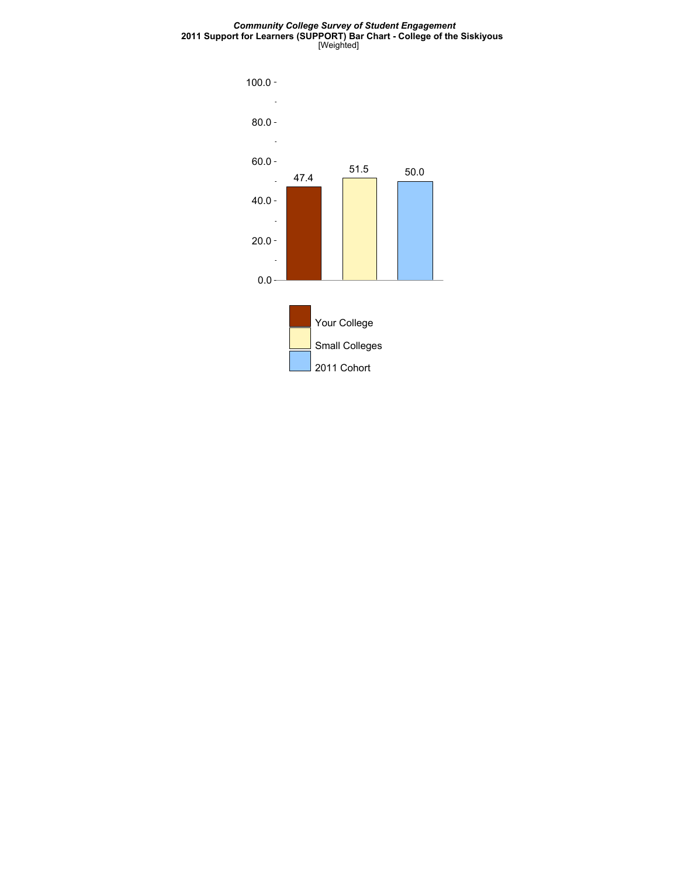*Community College Survey of Student Engagement*

**2011 Support for Learners (SUPPORT) Bar Chart - College of the Siskiyous**

[Weighted]

| | Your College | Small Colleges | 2011 Cohort |
|---|---|---|---|
| SUPPORT | 47.4 | 51.5 | 50.0 |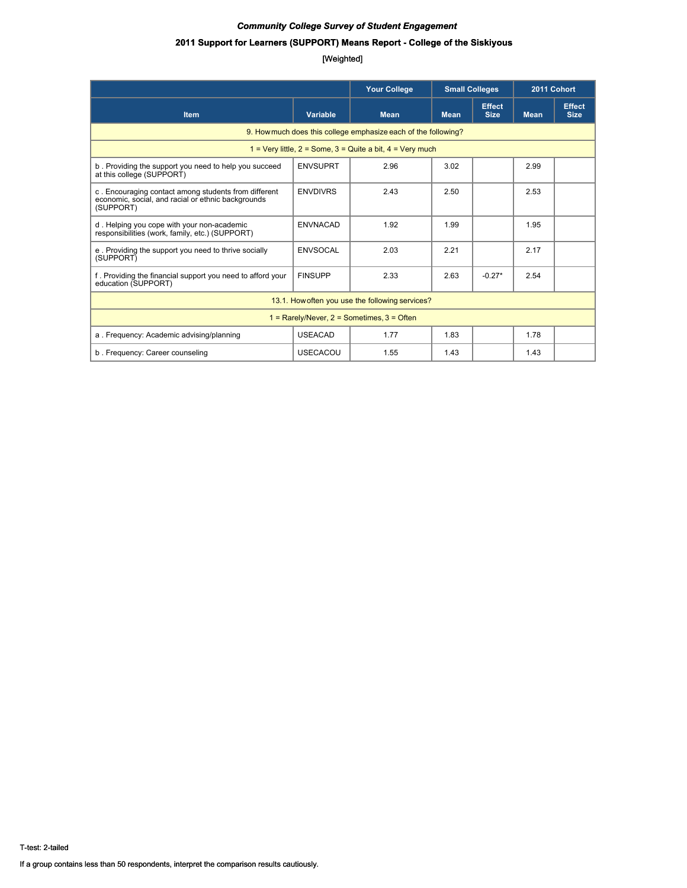*Community College Survey of Student Engagement*

**2011 Support for Learners (SUPPORT) Means Report - College of the Siskiyous**

[Weighted]

| | | Your College | Small Colleges | | 2011 Cohort | |
|---|---|---|---|---|---|---|
| **Item** | **Variable** | **Mean** | **Mean** | **Effect Size** | **Mean** | **Effect Size** |
| 9. How much does this college emphasize each of the following? | | | | | | |
| 1 = Very little, 2 = Some, 3 = Quite a bit, 4 = Very much | | | | | | |
| b . Providing the support you need to help you succeed at this college (SUPPORT) | ENVSUPRT | 2.96 | 3.02 | | 2.99 | |
| c . Encouraging contact among students from different economic, social, and racial or ethnic backgrounds (SUPPORT) | ENVDIVRS | 2.43 | 2.50 | | 2.53 | |
| d . Helping you cope with your non-academic responsibilities (work, family, etc.) (SUPPORT) | ENVNACAD | 1.92 | 1.99 | | 1.95 | |
| e . Providing the support you need to thrive socially (SUPPORT) | ENVSOCAL | 2.03 | 2.21 | | 2.17 | |
| f . Providing the financial support you need to afford your education (SUPPORT) | FINSUPP | 2.33 | 2.63 | -0.27* | 2.54 | |
| 13.1. How often you use the following services? | | | | | | |
| 1 = Rarely/Never, 2 = Sometimes, 3 = Often | | | | | | |
| a . Frequency: Academic advising/planning | USEACAD | 1.77 | 1.83 | | 1.78 | |
| b . Frequency: Career counseling | USECACOU | 1.55 | 1.43 | | 1.43 | |

T-test: 2-tailed

If a group contains less than 50 respondents, interpret the comparison results cautiously.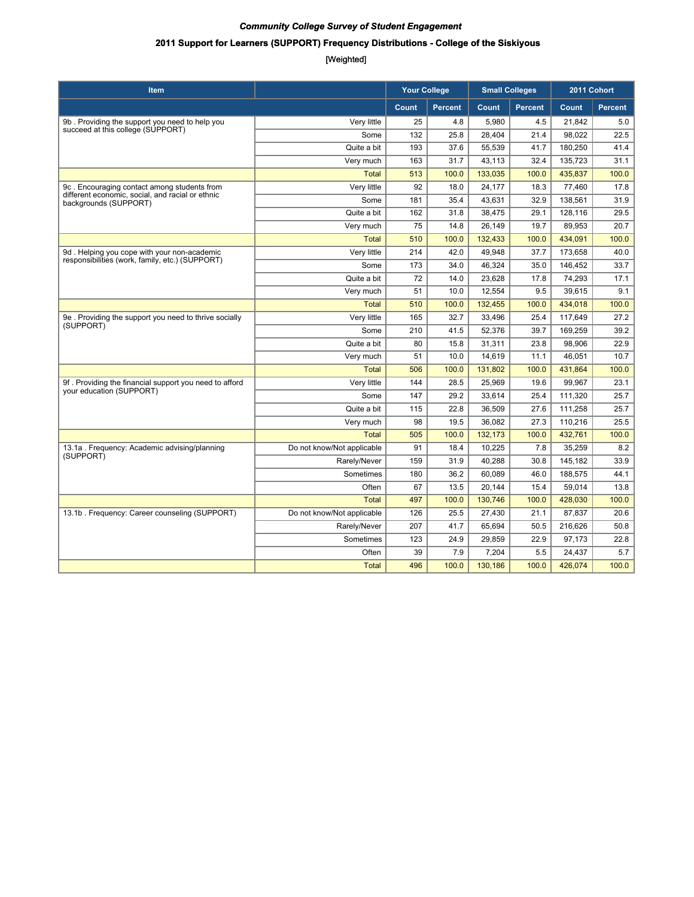***Community College Survey of Student Engagement***

**2011 Support for Learners (SUPPORT) Frequency Distributions - College of the Siskiyous**

[Weighted]

| Item | | Your College | | Small Colleges | | 2011 Cohort | |
|---|---|---|---|---|---|---|---|
| | | Count | Percent | Count | Percent | Count | Percent |
| 9b . Providing the support you need to help you succeed at this college (SUPPORT) | Very little | 25 | 4.8 | 5,980 | 4.5 | 21,842 | 5.0 |
| | Some | 132 | 25.8 | 28,404 | 21.4 | 98,022 | 22.5 |
| | Quite a bit | 193 | 37.6 | 55,539 | 41.7 | 180,250 | 41.4 |
| | Very much | 163 | 31.7 | 43,113 | 32.4 | 135,723 | 31.1 |
| | Total | 513 | 100.0 | 133,035 | 100.0 | 435,837 | 100.0 |
| 9c . Encouraging contact among students from different economic, social, and racial or ethnic backgrounds (SUPPORT) | Very little | 92 | 18.0 | 24,177 | 18.3 | 77,460 | 17.8 |
| | Some | 181 | 35.4 | 43,631 | 32.9 | 138,561 | 31.9 |
| | Quite a bit | 162 | 31.8 | 38,475 | 29.1 | 128,116 | 29.5 |
| | Very much | 75 | 14.8 | 26,149 | 19.7 | 89,953 | 20.7 |
| | Total | 510 | 100.0 | 132,433 | 100.0 | 434,091 | 100.0 |
| 9d . Helping you cope with your non-academic responsibilities (work, family, etc.) (SUPPORT) | Very little | 214 | 42.0 | 49,948 | 37.7 | 173,658 | 40.0 |
| | Some | 173 | 34.0 | 46,324 | 35.0 | 146,452 | 33.7 |
| | Quite a bit | 72 | 14.0 | 23,628 | 17.8 | 74,293 | 17.1 |
| | Very much | 51 | 10.0 | 12,554 | 9.5 | 39,615 | 9.1 |
| | Total | 510 | 100.0 | 132,455 | 100.0 | 434,018 | 100.0 |
| 9e . Providing the support you need to thrive socially (SUPPORT) | Very little | 165 | 32.7 | 33,496 | 25.4 | 117,649 | 27.2 |
| | Some | 210 | 41.5 | 52,376 | 39.7 | 169,259 | 39.2 |
| | Quite a bit | 80 | 15.8 | 31,311 | 23.8 | 98,906 | 22.9 |
| | Very much | 51 | 10.0 | 14,619 | 11.1 | 46,051 | 10.7 |
| | Total | 506 | 100.0 | 131,802 | 100.0 | 431,864 | 100.0 |
| 9f . Providing the financial support you need to afford your education (SUPPORT) | Very little | 144 | 28.5 | 25,969 | 19.6 | 99,967 | 23.1 |
| | Some | 147 | 29.2 | 33,614 | 25.4 | 111,320 | 25.7 |
| | Quite a bit | 115 | 22.8 | 36,509 | 27.6 | 111,258 | 25.7 |
| | Very much | 98 | 19.5 | 36,082 | 27.3 | 110,216 | 25.5 |
| | Total | 505 | 100.0 | 132,173 | 100.0 | 432,761 | 100.0 |
| 13.1a . Frequency: Academic advising/planning (SUPPORT) | Do not know/Not applicable | 91 | 18.4 | 10,225 | 7.8 | 35,259 | 8.2 |
| | Rarely/Never | 159 | 31.9 | 40,288 | 30.8 | 145,182 | 33.9 |
| | Sometimes | 180 | 36.2 | 60,089 | 46.0 | 188,575 | 44.1 |
| | Often | 67 | 13.5 | 20,144 | 15.4 | 59,014 | 13.8 |
| | Total | 497 | 100.0 | 130,746 | 100.0 | 428,030 | 100.0 |
| 13.1b . Frequency: Career counseling (SUPPORT) | Do not know/Not applicable | 126 | 25.5 | 27,430 | 21.1 | 87,837 | 20.6 |
| | Rarely/Never | 207 | 41.7 | 65,694 | 50.5 | 216,626 | 50.8 |
| | Sometimes | 123 | 24.9 | 29,859 | 22.9 | 97,173 | 22.8 |
| | Often | 39 | 7.9 | 7,204 | 5.5 | 24,437 | 5.7 |
| | Total | 496 | 100.0 | 130,186 | 100.0 | 426,074 | 100.0 |